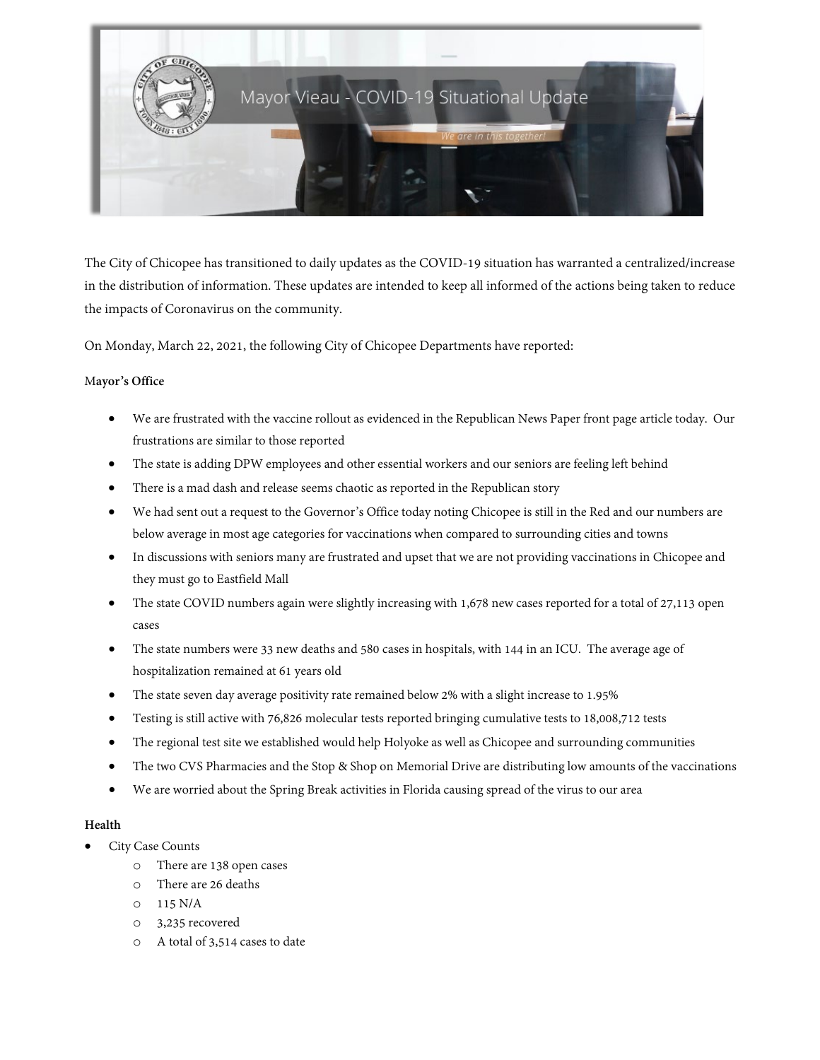# Mayor Vieau - COVID-19 Situational Update

*We are in this together!*

The City of Chicopee has transitioned to daily updates as the COVID-19 situation has warranted a centralized/increase in the distribution of information. These updates are intended to keep all informed of the actions being taken to reduce the impacts of Coronavirus on the community.

On Monday, March 22, 2021, the following City of Chicopee Departments have reported:

**Mayor's Office**

- We are frustrated with the vaccine rollout as evidenced in the Republican News Paper front page article today. Our frustrations are similar to those reported
- The state is adding DPW employees and other essential workers and our seniors are feeling left behind
- There is a mad dash and release seems chaotic as reported in the Republican story
- We had sent out a request to the Governor's Office today noting Chicopee is still in the Red and our numbers are below average in most age categories for vaccinations when compared to surrounding cities and towns
- In discussions with seniors many are frustrated and upset that we are not providing vaccinations in Chicopee and they must go to Eastfield Mall
- The state COVID numbers again were slightly increasing with 1,678 new cases reported for a total of 27,113 open cases
- The state numbers were 33 new deaths and 580 cases in hospitals, with 144 in an ICU. The average age of hospitalization remained at 61 years old
- The state seven day average positivity rate remained below 2% with a slight increase to 1.95%
- Testing is still active with 76,826 molecular tests reported bringing cumulative tests to 18,008,712 tests
- The regional test site we established would help Holyoke as well as Chicopee and surrounding communities
- The two CVS Pharmacies and the Stop & Shop on Memorial Drive are distributing low amounts of the vaccinations
- We are worried about the Spring Break activities in Florida causing spread of the virus to our area

**Health**

- City Case Counts
  - There are 138 open cases
  - There are 26 deaths
  - 115 N/A
  - 3,235 recovered
  - A total of 3,514 cases to date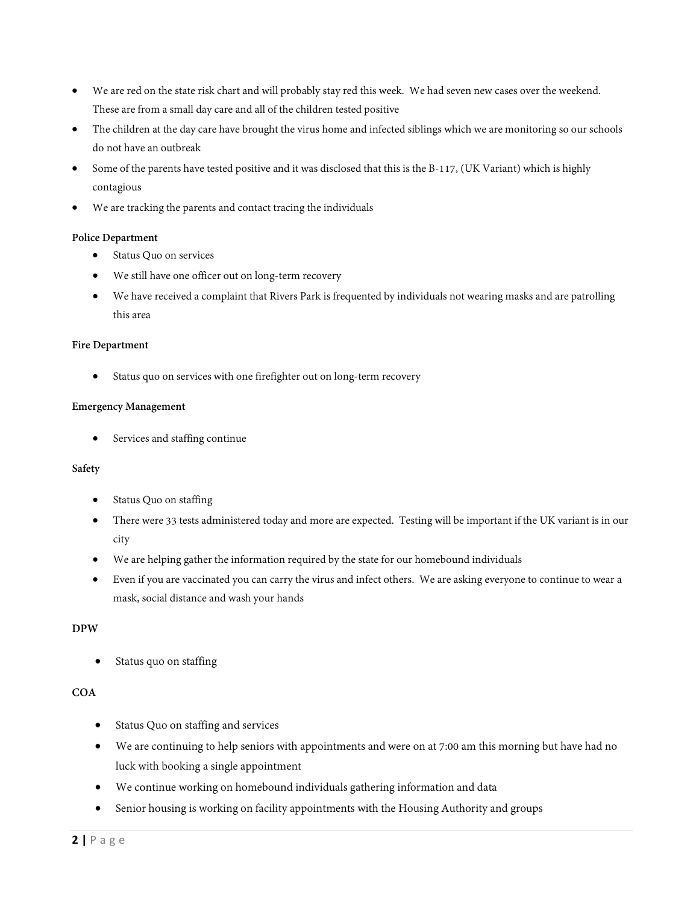- We are red on the state risk chart and will probably stay red this week. We had seven new cases over the weekend. These are from a small day care and all of the children tested positive
- The children at the day care have brought the virus home and infected siblings which we are monitoring so our schools do not have an outbreak
- Some of the parents have tested positive and it was disclosed that this is the B-117, (UK Variant) which is highly contagious
- We are tracking the parents and contact tracing the individuals

**Police Department**

- Status Quo on services
- We still have one officer out on long-term recovery
- We have received a complaint that Rivers Park is frequented by individuals not wearing masks and are patrolling this area

**Fire Department**

- Status quo on services with one firefighter out on long-term recovery

**Emergency Management**

- Services and staffing continue

**Safety**

- Status Quo on staffing
- There were 33 tests administered today and more are expected. Testing will be important if the UK variant is in our city
- We are helping gather the information required by the state for our homebound individuals
- Even if you are vaccinated you can carry the virus and infect others. We are asking everyone to continue to wear a mask, social distance and wash your hands

**DPW**

- Status quo on staffing

**COA**

- Status Quo on staffing and services
- We are continuing to help seniors with appointments and were on at 7:00 am this morning but have had no luck with booking a single appointment
- We continue working on homebound individuals gathering information and data
- Senior housing is working on facility appointments with the Housing Authority and groups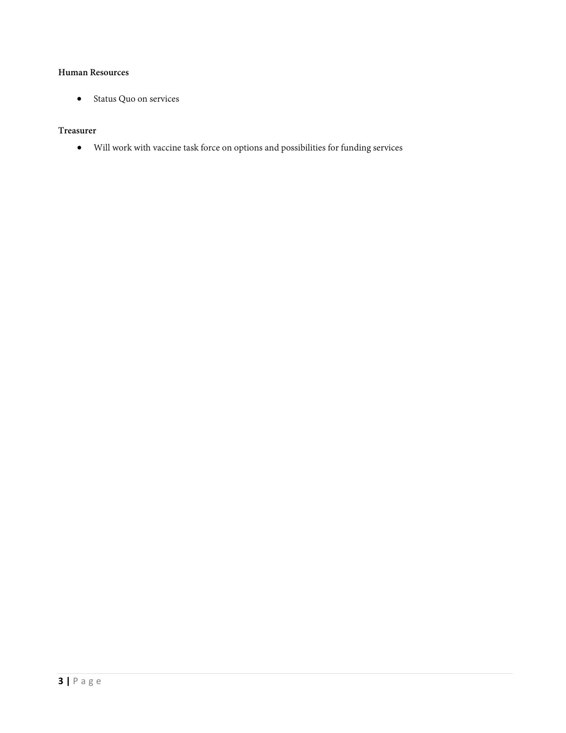**Human Resources**

- Status Quo on services

**Treasurer**

- Will work with vaccine task force on options and possibilities for funding services